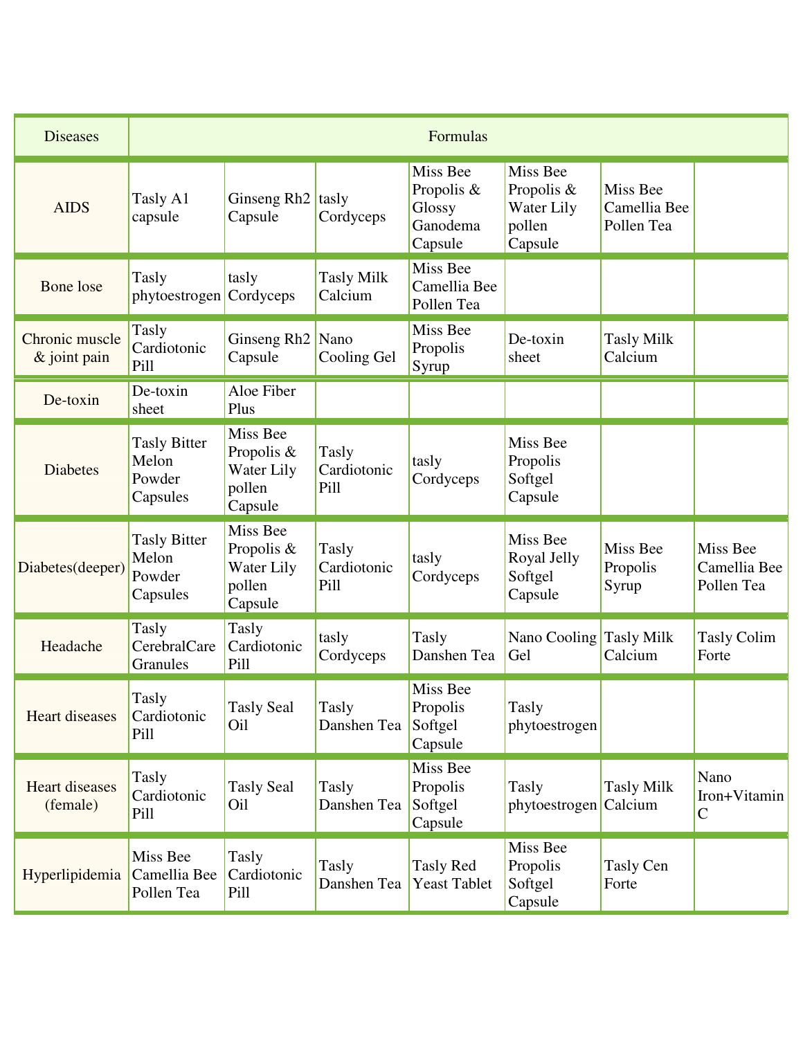| Diseases | Formulas | | | | | | |
|---|---|---|---|---|---|---|---|
| AIDS | Tasly A1 capsule | Ginseng Rh2 Capsule | tasly Cordyceps | Miss Bee Propolis & Glossy Ganodema Capsule | Miss Bee Propolis & Water Lily pollen Capsule | Miss Bee Camellia Bee Pollen Tea | |
| Bone lose | Tasly phytoestrogen | tasly Cordyceps | Tasly Milk Calcium | Miss Bee Camellia Bee Pollen Tea | | | |
| Chronic muscle & joint pain | Tasly Cardiotonic Pill | Ginseng Rh2 Capsule | Nano Cooling Gel | Miss Bee Propolis Syrup | De-toxin sheet | Tasly Milk Calcium | |
| De-toxin | De-toxin sheet | Aloe Fiber Plus | | | | | |
| Diabetes | Tasly Bitter Melon Powder Capsules | Miss Bee Propolis & Water Lily pollen Capsule | Tasly Cardiotonic Pill | tasly Cordyceps | Miss Bee Propolis Softgel Capsule | | |
| Diabetes(deeper) | Tasly Bitter Melon Powder Capsules | Miss Bee Propolis & Water Lily pollen Capsule | Tasly Cardiotonic Pill | tasly Cordyceps | Miss Bee Royal Jelly Softgel Capsule | Miss Bee Propolis Syrup | Miss Bee Camellia Bee Pollen Tea |
| Headache | Tasly CerebralCare Granules | Tasly Cardiotonic Pill | tasly Cordyceps | Tasly Danshen Tea | Nano Cooling Gel | Tasly Milk Calcium | Tasly Colim Forte |
| Heart diseases | Tasly Cardiotonic Pill | Tasly Seal Oil | Tasly Danshen Tea | Miss Bee Propolis Softgel Capsule | Tasly phytoestrogen | | |
| Heart diseases (female) | Tasly Cardiotonic Pill | Tasly Seal Oil | Tasly Danshen Tea | Miss Bee Propolis Softgel Capsule | Tasly phytoestrogen | Tasly Milk Calcium | Nano Iron+Vitamin C |
| Hyperlipidemia | Miss Bee Camellia Bee Pollen Tea | Tasly Cardiotonic Pill | Tasly Danshen Tea | Tasly Red Yeast Tablet | Miss Bee Propolis Softgel Capsule | Tasly Cen Forte | |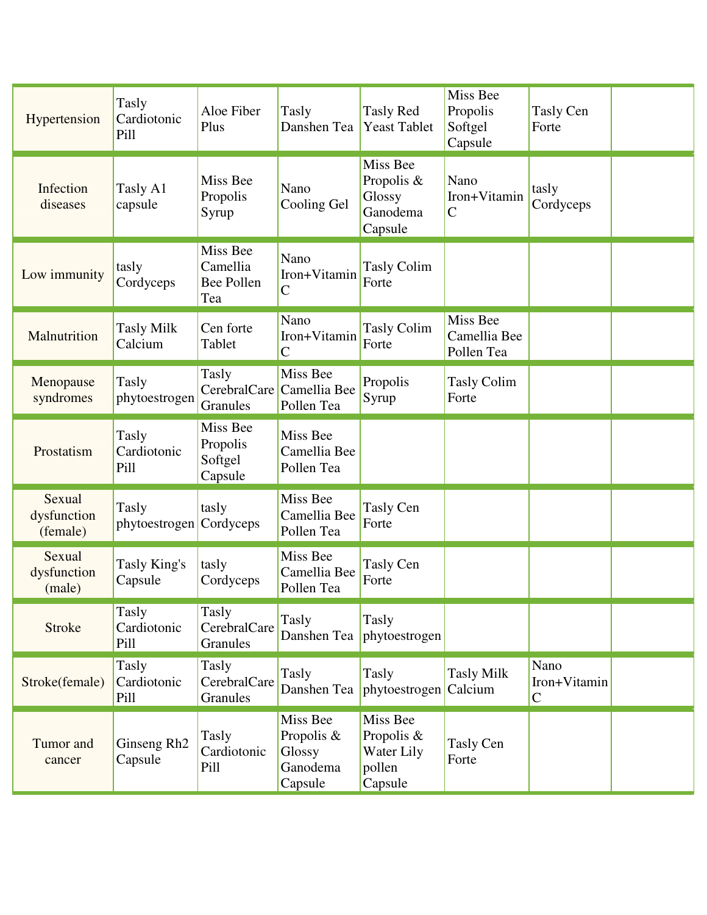| | | | | | | | |
|---|---|---|---|---|---|---|---|
| Hypertension | Tasly Cardiotonic Pill | Aloe Fiber Plus | Tasly Danshen Tea | Tasly Red Yeast Tablet | Miss Bee Propolis Softgel Capsule | Tasly Cen Forte | |
| Infection diseases | Tasly A1 capsule | Miss Bee Propolis Syrup | Nano Cooling Gel | Miss Bee Propolis & Glossy Ganodema Capsule | Nano Iron+Vitamin C | tasly Cordyceps | |
| Low immunity | tasly Cordyceps | Miss Bee Camellia Bee Pollen Tea | Nano Iron+Vitamin C | Tasly Colim Forte | | | |
| Malnutrition | Tasly Milk Calcium | Cen forte Tablet | Nano Iron+Vitamin C | Tasly Colim Forte | Miss Bee Camellia Bee Pollen Tea | | |
| Menopause syndromes | Tasly phytoestrogen | Tasly CerebralCare Granules | Miss Bee Camellia Bee Pollen Tea | Propolis Syrup | Tasly Colim Forte | | |
| Prostatism | Tasly Cardiotonic Pill | Miss Bee Propolis Softgel Capsule | Miss Bee Camellia Bee Pollen Tea | | | | |
| Sexual dysfunction (female) | Tasly phytoestrogen | tasly Cordyceps | Miss Bee Camellia Bee Pollen Tea | Tasly Cen Forte | | | |
| Sexual dysfunction (male) | Tasly King's Capsule | tasly Cordyceps | Miss Bee Camellia Bee Pollen Tea | Tasly Cen Forte | | | |
| Stroke | Tasly Cardiotonic Pill | Tasly CerebralCare Granules | Tasly Danshen Tea | Tasly phytoestrogen | | | |
| Stroke(female) | Tasly Cardiotonic Pill | Tasly CerebralCare Granules | Tasly Danshen Tea | Tasly phytoestrogen | Tasly Milk Calcium | Nano Iron+Vitamin C | |
| Tumor and cancer | Ginseng Rh2 Capsule | Tasly Cardiotonic Pill | Miss Bee Propolis & Glossy Ganodema Capsule | Miss Bee Propolis & Water Lily pollen Capsule | Tasly Cen Forte | | |